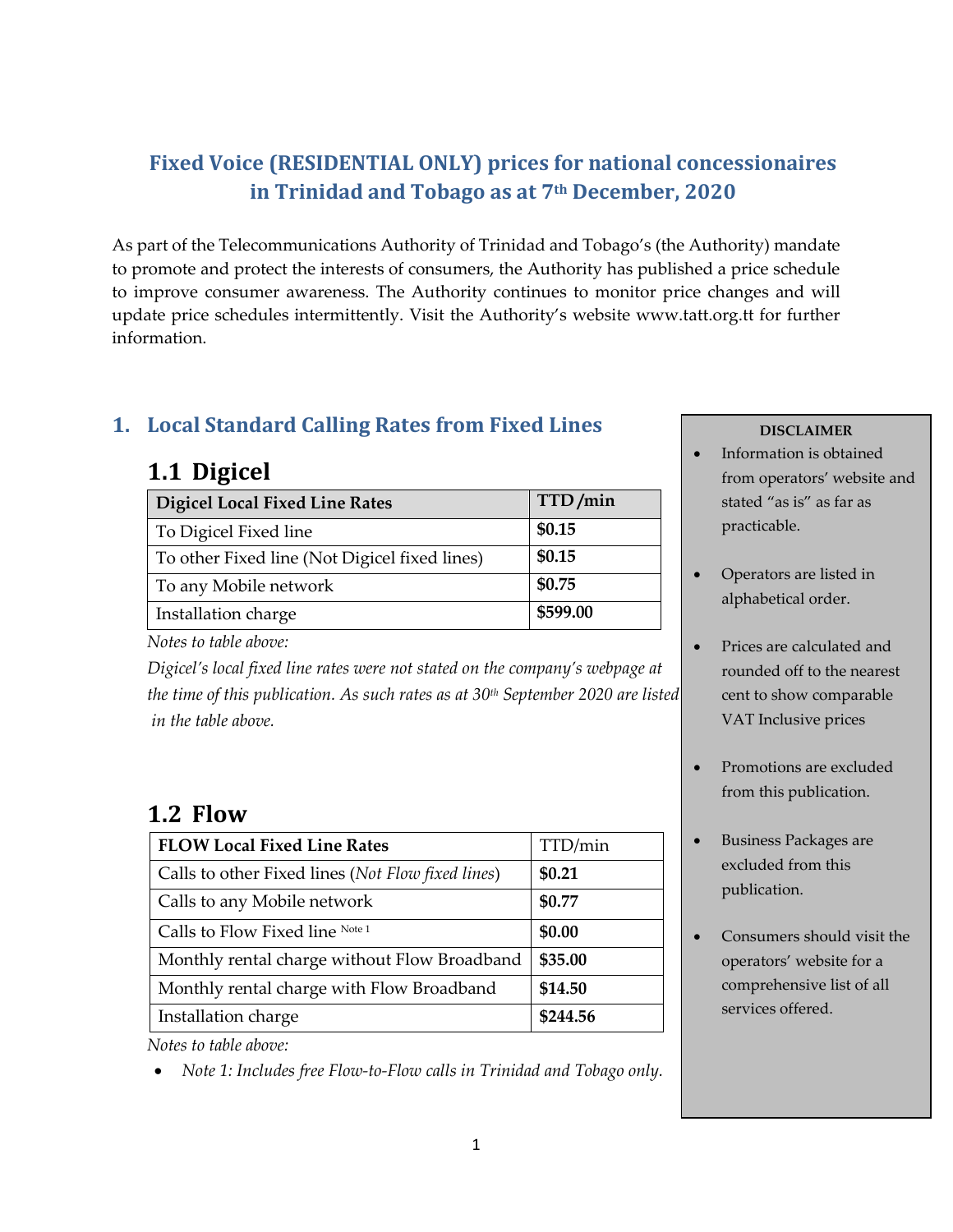# Fixed Voice (RESIDENTIAL ONLY) prices for national concessionaires in Trinidad and Tobago as at 7th December, 2020

As part of the Telecommunications Authority of Trinidad and Tobago's (the Authority) mandate to promote and protect the interests of consumers, the Authority has published a price schedule to improve consumer awareness. The Authority continues to monitor price changes and will update price schedules intermittently. Visit the Authority's website www.tatt.org.tt for further information.

## 1. Local Standard Calling Rates from Fixed Lines

### 1.1 Digicel

| Digicel Local Fixed Line Rates | TTD /min |
|---|---|
| To Digicel Fixed line | **$0.15** |
| To other Fixed line (Not Digicel fixed lines) | **$0.15** |
| To any Mobile network | **$0.75** |
| Installation charge | **$599.00** |

*Notes to table above:*

*Digicel's local fixed line rates were not stated on the company's webpage at the time of this publication. As such rates as at 30th September 2020 are listed in the table above.*

### 1.2 Flow

| FLOW Local Fixed Line Rates | TTD/min |
|---|---|
| Calls to other Fixed lines (*Not Flow fixed lines*) | **$0.21** |
| Calls to any Mobile network | **$0.77** |
| Calls to Flow Fixed line Note 1 | **$0.00** |
| Monthly rental charge without Flow Broadband | **$35.00** |
| Monthly rental charge with Flow Broadband | **$14.50** |
| Installation charge | **$244.56** |

*Notes to table above:*

- *Note 1: Includes free Flow-to-Flow calls in Trinidad and Tobago only.*

**DISCLAIMER**

- Information is obtained from operators' website and stated "as is" as far as practicable.
- Operators are listed in alphabetical order.
- Prices are calculated and rounded off to the nearest cent to show comparable VAT Inclusive prices
- Promotions are excluded from this publication.
- Business Packages are excluded from this publication.
- Consumers should visit the operators' website for a comprehensive list of all services offered.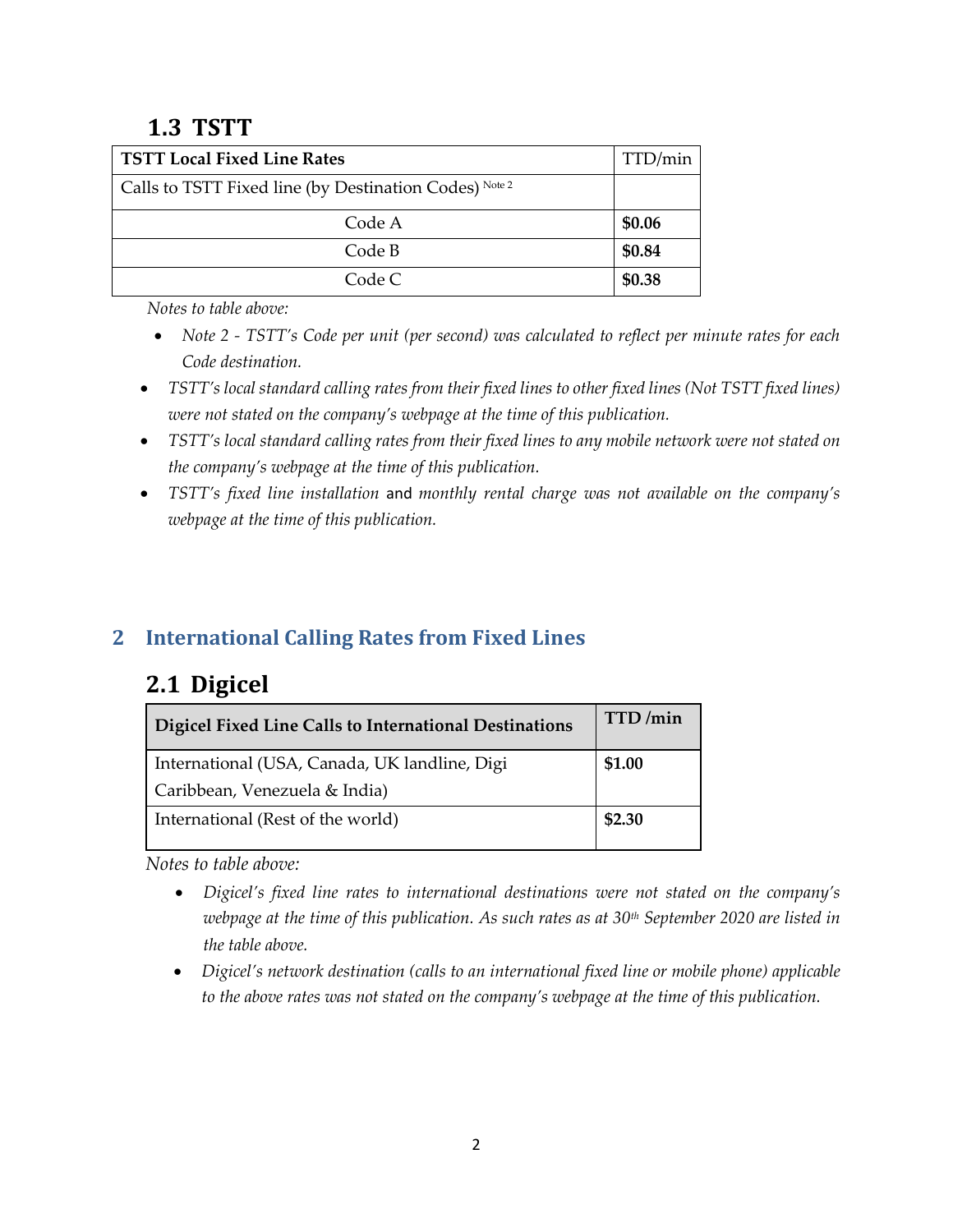## 1.3 TSTT

| **TSTT Local Fixed Line Rates** | TTD/min |
|---|---|
| Calls to TSTT Fixed line (by Destination Codes) [Note 2] | |
| Code A | **$0.06** |
| Code B | **$0.84** |
| Code C | **$0.38** |

*Notes to table above:*

- *Note 2 - TSTT's Code per unit (per second) was calculated to reflect per minute rates for each Code destination.*
- *TSTT's local standard calling rates from their fixed lines to other fixed lines (Not TSTT fixed lines) were not stated on the company's webpage at the time of this publication.*
- *TSTT's local standard calling rates from their fixed lines to any mobile network were not stated on the company's webpage at the time of this publication.*
- *TSTT's fixed line installation* and *monthly rental charge was not available on the company's webpage at the time of this publication.*

# 2 International Calling Rates from Fixed Lines

## 2.1 Digicel

| **Digicel Fixed Line Calls to International Destinations** | **TTD /min** |
|---|---|
| International (USA, Canada, UK landline, Digi Caribbean, Venezuela & India) | **$1.00** |
| International (Rest of the world) | **$2.30** |

*Notes to table above:*

- *Digicel's fixed line rates to international destinations were not stated on the company's webpage at the time of this publication. As such rates as at 30th September 2020 are listed in the table above.*
- *Digicel's network destination (calls to an international fixed line or mobile phone) applicable to the above rates was not stated on the company's webpage at the time of this publication.*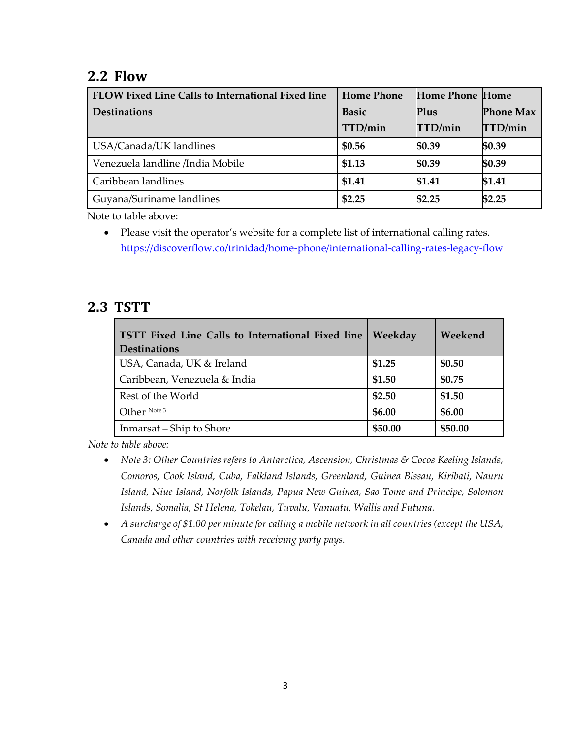## 2.2 Flow

| FLOW Fixed Line Calls to International Fixed line Destinations | Home Phone Basic TTD/min | Home Phone Plus TTD/min | Home Phone Max TTD/min |
| --- | --- | --- | --- |
| USA/Canada/UK landlines | **$0.56** | **$0.39** | **$0.39** |
| Venezuela landline /India Mobile | **$1.13** | **$0.39** | **$0.39** |
| Caribbean landlines | **$1.41** | **$1.41** | **$1.41** |
| Guyana/Suriname landlines | **$2.25** | **$2.25** | **$2.25** |

Note to table above:

- Please visit the operator's website for a complete list of international calling rates. https://discoverflow.co/trinidad/home-phone/international-calling-rates-legacy-flow

## 2.3 TSTT

| TSTT Fixed Line Calls to International Fixed line Destinations | Weekday | Weekend |
| --- | --- | --- |
| USA, Canada, UK & Ireland | **$1.25** | **$0.50** |
| Caribbean, Venezuela & India | **$1.50** | **$0.75** |
| Rest of the World | **$2.50** | **$1.50** |
| Other [Note 3] | **$6.00** | **$6.00** |
| Inmarsat – Ship to Shore | **$50.00** | **$50.00** |

*Note to table above:*

- *Note 3: Other Countries refers to Antarctica, Ascension, Christmas & Cocos Keeling Islands, Comoros, Cook Island, Cuba, Falkland Islands, Greenland, Guinea Bissau, Kiribati, Nauru Island, Niue Island, Norfolk Islands, Papua New Guinea, Sao Tome and Principe, Solomon Islands, Somalia, St Helena, Tokelau, Tuvalu, Vanuatu, Wallis and Futuna.*
- *A surcharge of $1.00 per minute for calling a mobile network in all countries (except the USA, Canada and other countries with receiving party pays.*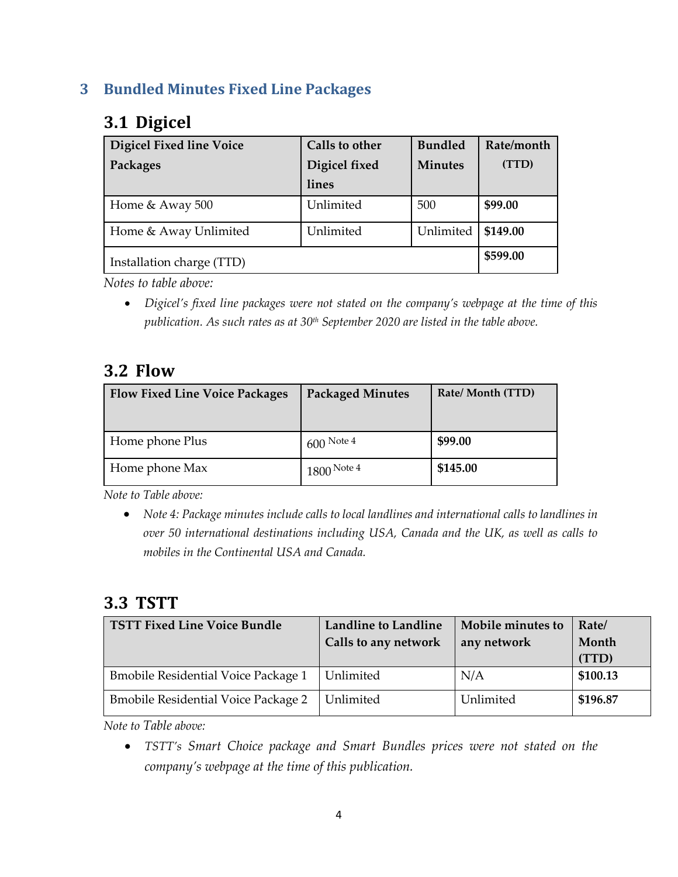# 3 Bundled Minutes Fixed Line Packages

## 3.1 Digicel

| Digicel Fixed line Voice Packages | Calls to other Digicel fixed lines | Bundled Minutes | Rate/month (TTD) |
|---|---|---|---|
| Home & Away 500 | Unlimited | 500 | **$99.00** |
| Home & Away Unlimited | Unlimited | Unlimited | **$149.00** |
| Installation charge (TTD) | | | **$599.00** |

*Notes to table above:*

- *Digicel's fixed line packages were not stated on the company's webpage at the time of this publication. As such rates as at 30th September 2020 are listed in the table above.*

## 3.2 Flow

| Flow Fixed Line Voice Packages | Packaged Minutes | Rate/ Month (TTD) |
|---|---|---|
| Home phone Plus | 600 Note 4 | **$99.00** |
| Home phone Max | 1800 Note 4 | **$145.00** |

*Note to Table above:*

- *Note 4: Package minutes include calls to local landlines and international calls to landlines in over 50 international destinations including USA, Canada and the UK, as well as calls to mobiles in the Continental USA and Canada.*

## 3.3 TSTT

| TSTT Fixed Line Voice Bundle | Landline to Landline Calls to any network | Mobile minutes to any network | Rate/ Month (TTD) |
|---|---|---|---|
| Bmobile Residential Voice Package 1 | Unlimited | N/A | **$100.13** |
| Bmobile Residential Voice Package 2 | Unlimited | Unlimited | **$196.87** |

*Note to Table above:*

- *TSTT's Smart Choice package and Smart Bundles prices were not stated on the company's webpage at the time of this publication.*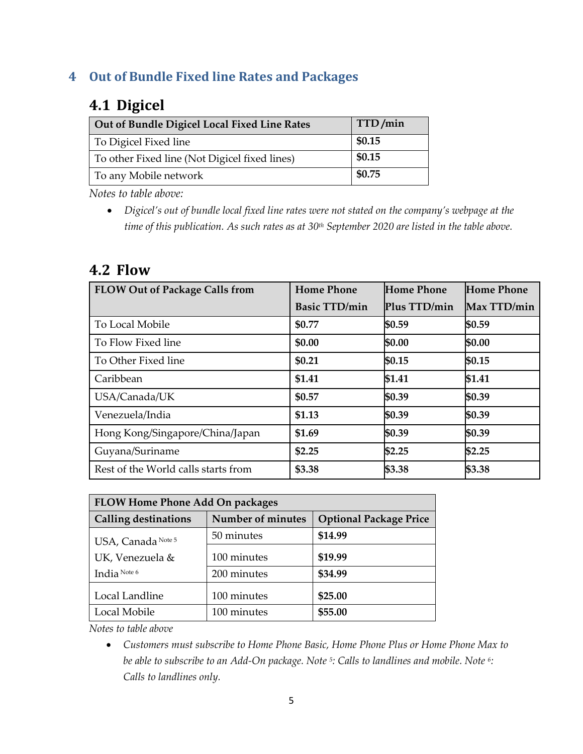# 4 Out of Bundle Fixed line Rates and Packages

## 4.1 Digicel

| Out of Bundle Digicel Local Fixed Line Rates | TTD /min |
|---|---|
| To Digicel Fixed line | **$0.15** |
| To other Fixed line (Not Digicel fixed lines) | **$0.15** |
| To any Mobile network | **$0.75** |

*Notes to table above:*

- *Digicel's out of bundle local fixed line rates were not stated on the company's webpage at the time of this publication. As such rates as at 30th September 2020 are listed in the table above.*

## 4.2 Flow

| FLOW Out of Package Calls from | Home Phone Basic TTD/min | Home Phone Plus TTD/min | Home Phone Max TTD/min |
|---|---|---|---|
| To Local Mobile | **$0.77** | **$0.59** | **$0.59** |
| To Flow Fixed line | **$0.00** | **$0.00** | **$0.00** |
| To Other Fixed line | **$0.21** | **$0.15** | **$0.15** |
| Caribbean | **$1.41** | **$1.41** | **$1.41** |
| USA/Canada/UK | **$0.57** | **$0.39** | **$0.39** |
| Venezuela/India | **$1.13** | **$0.39** | **$0.39** |
| Hong Kong/Singapore/China/Japan | **$1.69** | **$0.39** | **$0.39** |
| Guyana/Suriname | **$2.25** | **$2.25** | **$2.25** |
| Rest of the World calls starts from | **$3.38** | **$3.38** | **$3.38** |

| FLOW Home Phone Add On packages | | |
|---|---|---|
| **Calling destinations** | **Number of minutes** | **Optional Package Price** |
| USA, Canada Note 5 UK, Venezuela & India Note 6 | 50 minutes | **$14.99** |
| | 100 minutes | **$19.99** |
| | 200 minutes | **$34.99** |
| Local Landline | 100 minutes | **$25.00** |
| Local Mobile | 100 minutes | **$55.00** |

*Notes to table above*

- *Customers must subscribe to Home Phone Basic, Home Phone Plus or Home Phone Max to be able to subscribe to an Add-On package. Note 5: Calls to landlines and mobile. Note 6: Calls to landlines only.*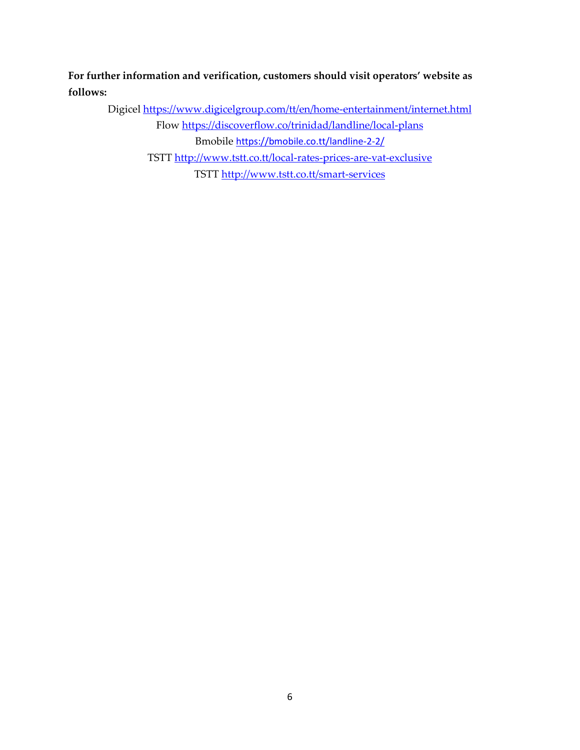**For further information and verification, customers should visit operators' website as follows:**

Digicel https://www.digicelgroup.com/tt/en/home-entertainment/internet.html

Flow https://discoverflow.co/trinidad/landline/local-plans

Bmobile https://bmobile.co.tt/landline-2-2/

TSTT http://www.tstt.co.tt/local-rates-prices-are-vat-exclusive

TSTT http://www.tstt.co.tt/smart-services